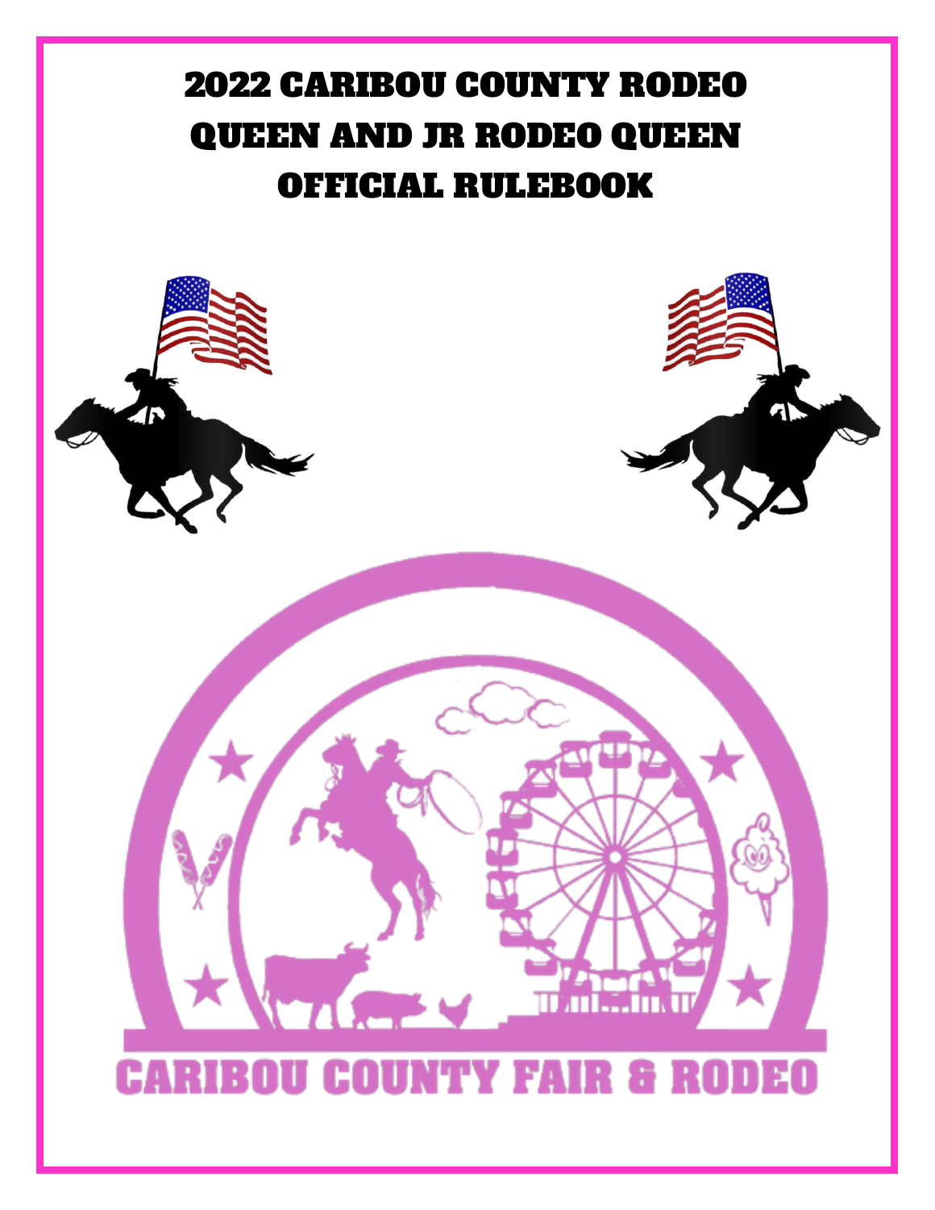# 2022 CARIBOU COUNTY RODEO QUEEN AND JR RODEO QUEEN OFFICIAL RULEBOOK

CARIBOU COUNTY FAIR & RODEO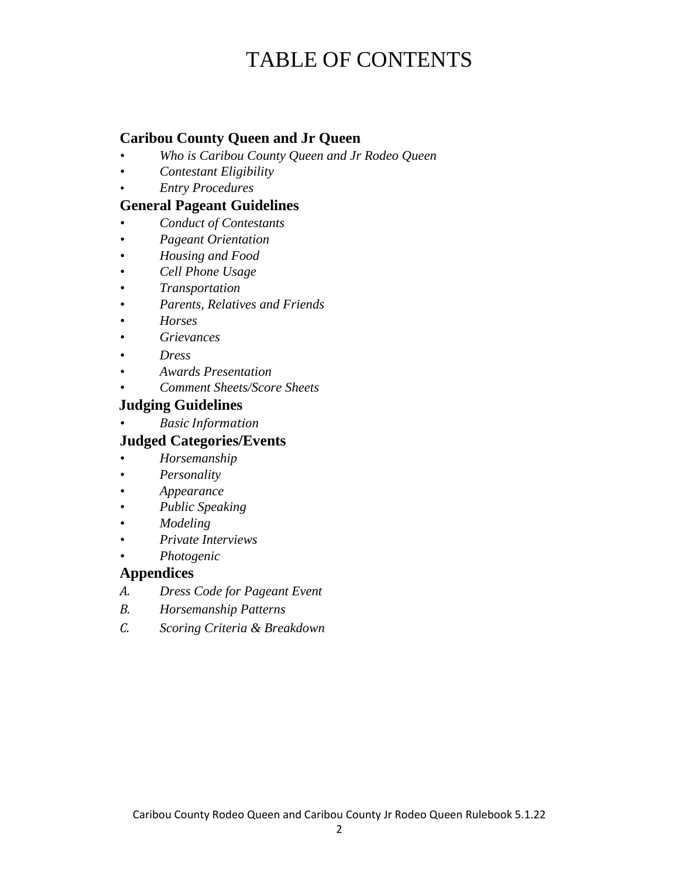# TABLE OF CONTENTS

## Caribou County Queen and Jr Queen

- *Who is Caribou County Queen and Jr Rodeo Queen*
- *Contestant Eligibility*
- *Entry Procedures*

## General Pageant Guidelines

- *Conduct of Contestants*
- *Pageant Orientation*
- *Housing and Food*
- *Cell Phone Usage*
- *Transportation*
- *Parents, Relatives and Friends*
- *Horses*
- *Grievances*
- *Dress*
- *Awards Presentation*
- *Comment Sheets/Score Sheets*

## Judging Guidelines

- *Basic Information*

## Judged Categories/Events

- *Horsemanship*
- *Personality*
- *Appearance*
- *Public Speaking*
- *Modeling*
- *Private Interviews*
- *Photogenic*

## Appendices

*A.* *Dress Code for Pageant Event*

*B.* *Horsemanship Patterns*

*C.* *Scoring Criteria & Breakdown*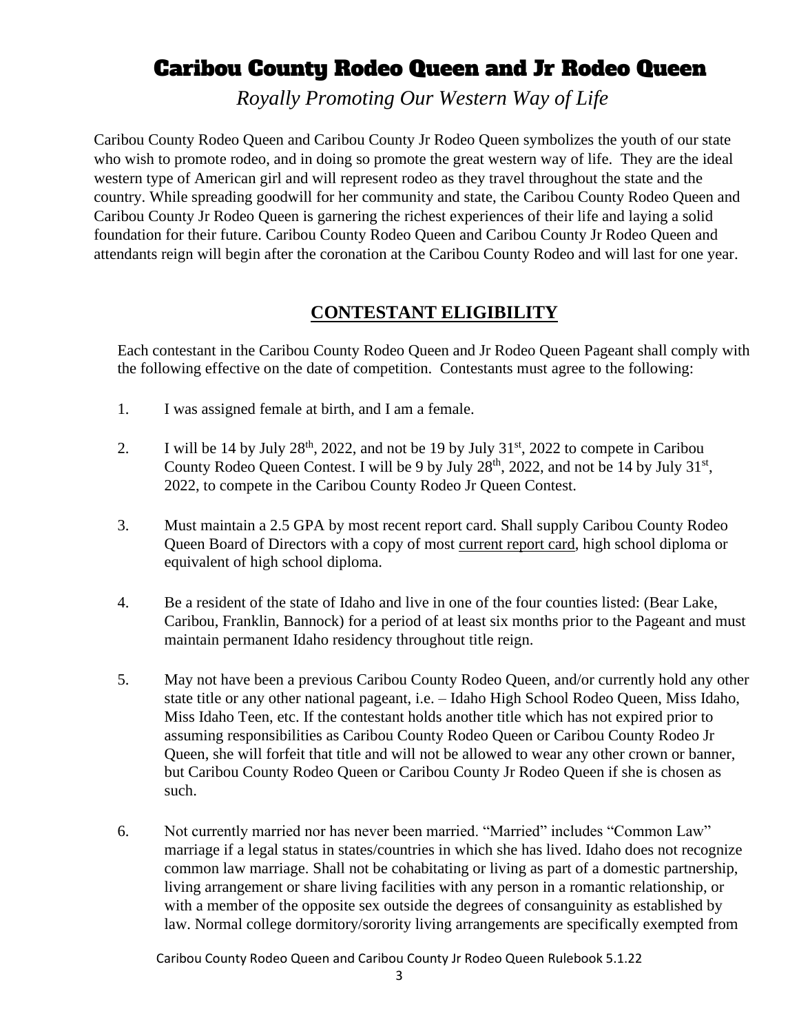# Caribou County Rodeo Queen and Jr Rodeo Queen

*Royally Promoting Our Western Way of Life*

Caribou County Rodeo Queen and Caribou County Jr Rodeo Queen symbolizes the youth of our state who wish to promote rodeo, and in doing so promote the great western way of life. They are the ideal western type of American girl and will represent rodeo as they travel throughout the state and the country. While spreading goodwill for her community and state, the Caribou County Rodeo Queen and Caribou County Jr Rodeo Queen is garnering the richest experiences of their life and laying a solid foundation for their future. Caribou County Rodeo Queen and Caribou County Jr Rodeo Queen and attendants reign will begin after the coronation at the Caribou County Rodeo and will last for one year.

## CONTESTANT ELIGIBILITY

Each contestant in the Caribou County Rodeo Queen and Jr Rodeo Queen Pageant shall comply with the following effective on the date of competition. Contestants must agree to the following:

1. I was assigned female at birth, and I am a female.

2. I will be 14 by July 28th, 2022, and not be 19 by July 31st, 2022 to compete in Caribou County Rodeo Queen Contest. I will be 9 by July 28th, 2022, and not be 14 by July 31st, 2022, to compete in the Caribou County Rodeo Jr Queen Contest.

3. Must maintain a 2.5 GPA by most recent report card. Shall supply Caribou County Rodeo Queen Board of Directors with a copy of most current report card, high school diploma or equivalent of high school diploma.

4. Be a resident of the state of Idaho and live in one of the four counties listed: (Bear Lake, Caribou, Franklin, Bannock) for a period of at least six months prior to the Pageant and must maintain permanent Idaho residency throughout title reign.

5. May not have been a previous Caribou County Rodeo Queen, and/or currently hold any other state title or any other national pageant, i.e. – Idaho High School Rodeo Queen, Miss Idaho, Miss Idaho Teen, etc. If the contestant holds another title which has not expired prior to assuming responsibilities as Caribou County Rodeo Queen or Caribou County Rodeo Jr Queen, she will forfeit that title and will not be allowed to wear any other crown or banner, but Caribou County Rodeo Queen or Caribou County Jr Rodeo Queen if she is chosen as such.

6. Not currently married nor has never been married. "Married" includes "Common Law" marriage if a legal status in states/countries in which she has lived. Idaho does not recognize common law marriage. Shall not be cohabitating or living as part of a domestic partnership, living arrangement or share living facilities with any person in a romantic relationship, or with a member of the opposite sex outside the degrees of consanguinity as established by law. Normal college dormitory/sorority living arrangements are specifically exempted from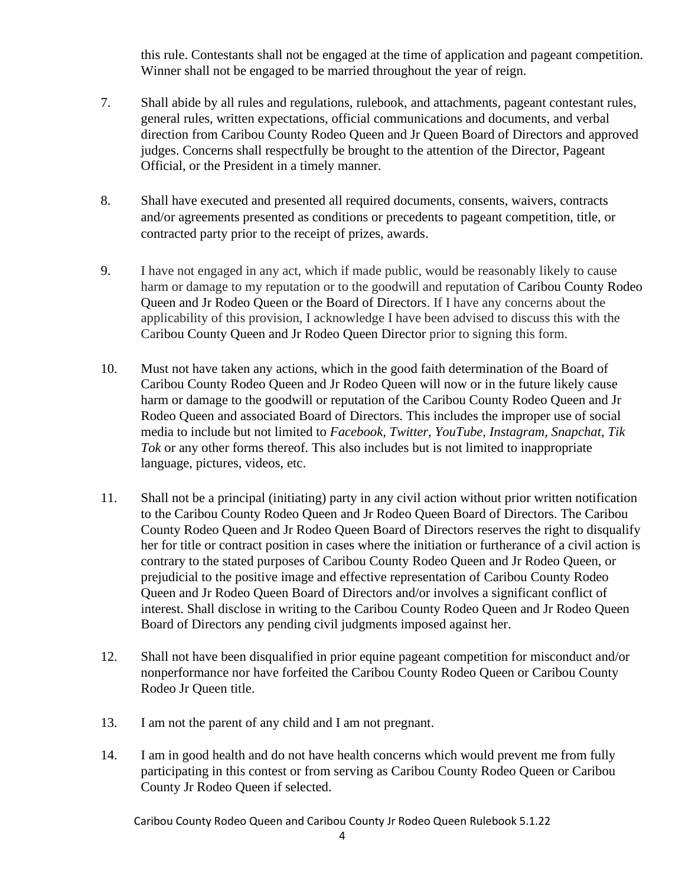this rule. Contestants shall not be engaged at the time of application and pageant competition. Winner shall not be engaged to be married throughout the year of reign.

7. Shall abide by all rules and regulations, rulebook, and attachments, pageant contestant rules, general rules, written expectations, official communications and documents, and verbal direction from Caribou County Rodeo Queen and Jr Queen Board of Directors and approved judges. Concerns shall respectfully be brought to the attention of the Director, Pageant Official, or the President in a timely manner.

8. Shall have executed and presented all required documents, consents, waivers, contracts and/or agreements presented as conditions or precedents to pageant competition, title, or contracted party prior to the receipt of prizes, awards.

9. I have not engaged in any act, which if made public, would be reasonably likely to cause harm or damage to my reputation or to the goodwill and reputation of Caribou County Rodeo Queen and Jr Rodeo Queen or the Board of Directors. If I have any concerns about the applicability of this provision, I acknowledge I have been advised to discuss this with the Caribou County Queen and Jr Rodeo Queen Director prior to signing this form.

10. Must not have taken any actions, which in the good faith determination of the Board of Caribou County Rodeo Queen and Jr Rodeo Queen will now or in the future likely cause harm or damage to the goodwill or reputation of the Caribou County Rodeo Queen and Jr Rodeo Queen and associated Board of Directors. This includes the improper use of social media to include but not limited to *Facebook, Twitter, YouTube, Instagram, Snapchat, Tik Tok* or any other forms thereof. This also includes but is not limited to inappropriate language, pictures, videos, etc.

11. Shall not be a principal (initiating) party in any civil action without prior written notification to the Caribou County Rodeo Queen and Jr Rodeo Queen Board of Directors. The Caribou County Rodeo Queen and Jr Rodeo Queen Board of Directors reserves the right to disqualify her for title or contract position in cases where the initiation or furtherance of a civil action is contrary to the stated purposes of Caribou County Rodeo Queen and Jr Rodeo Queen, or prejudicial to the positive image and effective representation of Caribou County Rodeo Queen and Jr Rodeo Queen Board of Directors and/or involves a significant conflict of interest. Shall disclose in writing to the Caribou County Rodeo Queen and Jr Rodeo Queen Board of Directors any pending civil judgments imposed against her.

12. Shall not have been disqualified in prior equine pageant competition for misconduct and/or nonperformance nor have forfeited the Caribou County Rodeo Queen or Caribou County Rodeo Jr Queen title.

13. I am not the parent of any child and I am not pregnant.

14. I am in good health and do not have health concerns which would prevent me from fully participating in this contest or from serving as Caribou County Rodeo Queen or Caribou County Jr Rodeo Queen if selected.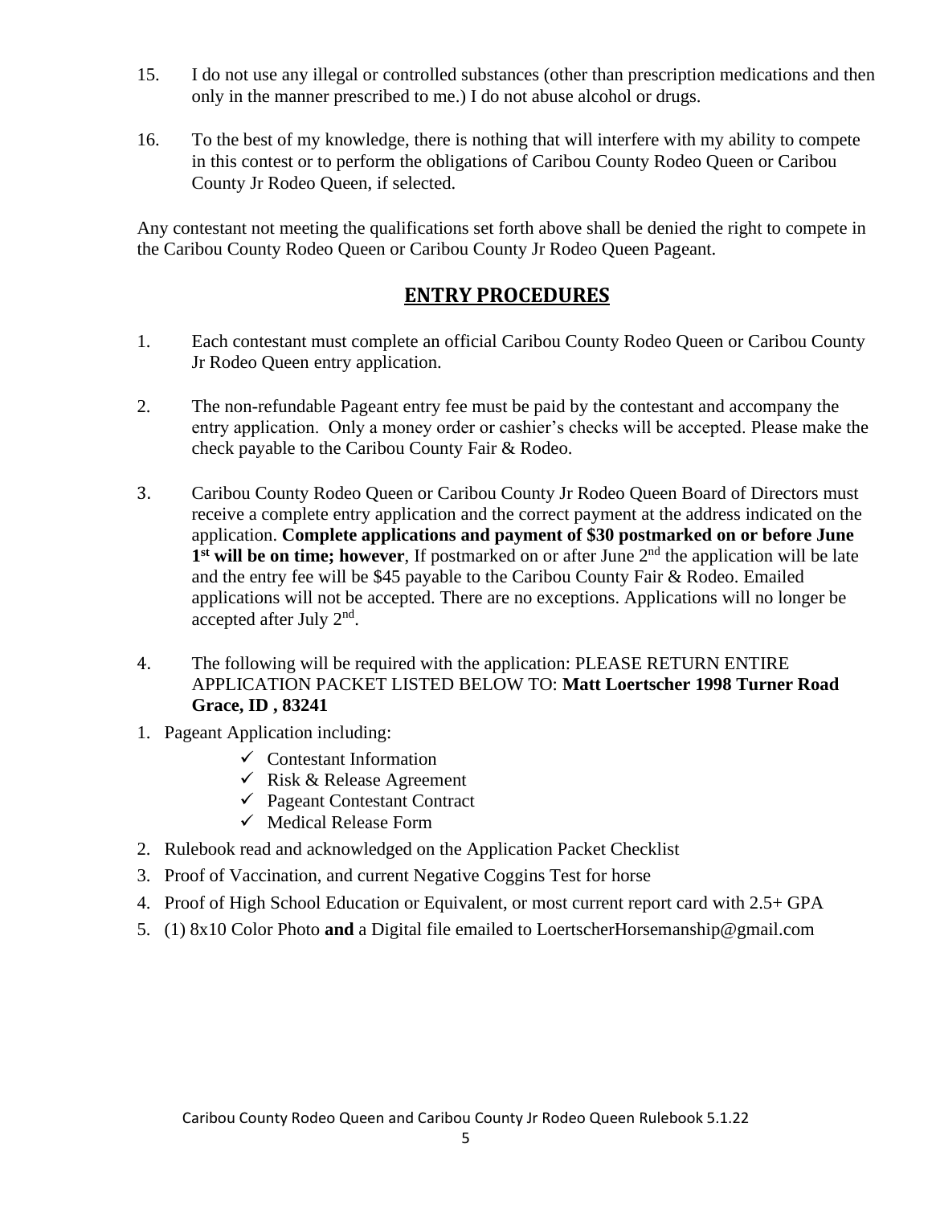15. I do not use any illegal or controlled substances (other than prescription medications and then only in the manner prescribed to me.) I do not abuse alcohol or drugs.

16. To the best of my knowledge, there is nothing that will interfere with my ability to compete in this contest or to perform the obligations of Caribou County Rodeo Queen or Caribou County Jr Rodeo Queen, if selected.

Any contestant not meeting the qualifications set forth above shall be denied the right to compete in the Caribou County Rodeo Queen or Caribou County Jr Rodeo Queen Pageant.

## ENTRY PROCEDURES

1. Each contestant must complete an official Caribou County Rodeo Queen or Caribou County Jr Rodeo Queen entry application.

2. The non-refundable Pageant entry fee must be paid by the contestant and accompany the entry application. Only a money order or cashier's checks will be accepted. Please make the check payable to the Caribou County Fair & Rodeo.

3. Caribou County Rodeo Queen or Caribou County Jr Rodeo Queen Board of Directors must receive a complete entry application and the correct payment at the address indicated on the application. **Complete applications and payment of $30 postmarked on or before June 1st will be on time; however**, If postmarked on or after June 2nd the application will be late and the entry fee will be $45 payable to the Caribou County Fair & Rodeo. Emailed applications will not be accepted. There are no exceptions. Applications will no longer be accepted after July 2nd.

4. The following will be required with the application: PLEASE RETURN ENTIRE APPLICATION PACKET LISTED BELOW TO: **Matt Loertscher 1998 Turner Road Grace, ID , 83241**

1. Pageant Application including:
   - ✓ Contestant Information
   - ✓ Risk & Release Agreement
   - ✓ Pageant Contestant Contract
   - ✓ Medical Release Form
2. Rulebook read and acknowledged on the Application Packet Checklist
3. Proof of Vaccination, and current Negative Coggins Test for horse
4. Proof of High School Education or Equivalent, or most current report card with 2.5+ GPA
5. (1) 8x10 Color Photo **and** a Digital file emailed to LoertscherHorsemanship@gmail.com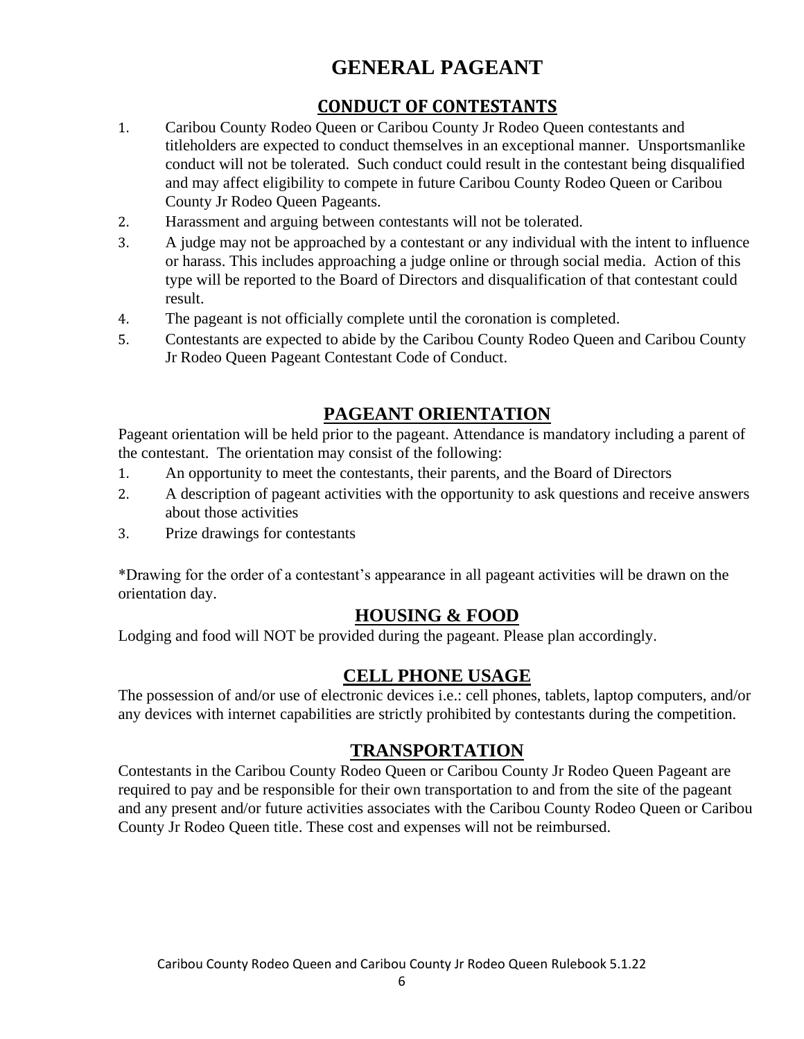# GENERAL PAGEANT

## CONDUCT OF CONTESTANTS

1. Caribou County Rodeo Queen or Caribou County Jr Rodeo Queen contestants and titleholders are expected to conduct themselves in an exceptional manner. Unsportsmanlike conduct will not be tolerated. Such conduct could result in the contestant being disqualified and may affect eligibility to compete in future Caribou County Rodeo Queen or Caribou County Jr Rodeo Queen Pageants.
2. Harassment and arguing between contestants will not be tolerated.
3. A judge may not be approached by a contestant or any individual with the intent to influence or harass. This includes approaching a judge online or through social media. Action of this type will be reported to the Board of Directors and disqualification of that contestant could result.
4. The pageant is not officially complete until the coronation is completed.
5. Contestants are expected to abide by the Caribou County Rodeo Queen and Caribou County Jr Rodeo Queen Pageant Contestant Code of Conduct.

## PAGEANT ORIENTATION

Pageant orientation will be held prior to the pageant. Attendance is mandatory including a parent of the contestant. The orientation may consist of the following:

1. An opportunity to meet the contestants, their parents, and the Board of Directors
2. A description of pageant activities with the opportunity to ask questions and receive answers about those activities
3. Prize drawings for contestants

*Drawing for the order of a contestant's appearance in all pageant activities will be drawn on the orientation day.

## HOUSING & FOOD

Lodging and food will NOT be provided during the pageant. Please plan accordingly.

## CELL PHONE USAGE

The possession of and/or use of electronic devices i.e.: cell phones, tablets, laptop computers, and/or any devices with internet capabilities are strictly prohibited by contestants during the competition.

## TRANSPORTATION

Contestants in the Caribou County Rodeo Queen or Caribou County Jr Rodeo Queen Pageant are required to pay and be responsible for their own transportation to and from the site of the pageant and any present and/or future activities associates with the Caribou County Rodeo Queen or Caribou County Jr Rodeo Queen title. These cost and expenses will not be reimbursed.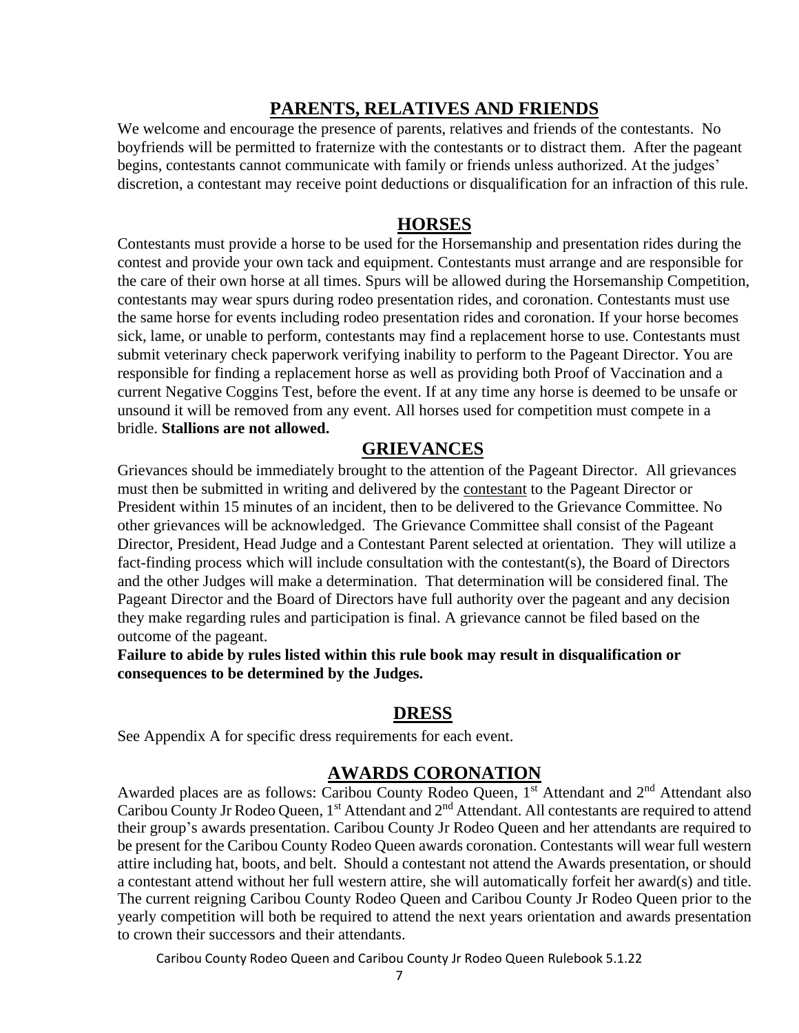## PARENTS, RELATIVES AND FRIENDS

We welcome and encourage the presence of parents, relatives and friends of the contestants. No boyfriends will be permitted to fraternize with the contestants or to distract them. After the pageant begins, contestants cannot communicate with family or friends unless authorized. At the judges' discretion, a contestant may receive point deductions or disqualification for an infraction of this rule.

## HORSES

Contestants must provide a horse to be used for the Horsemanship and presentation rides during the contest and provide your own tack and equipment. Contestants must arrange and are responsible for the care of their own horse at all times. Spurs will be allowed during the Horsemanship Competition, contestants may wear spurs during rodeo presentation rides, and coronation. Contestants must use the same horse for events including rodeo presentation rides and coronation. If your horse becomes sick, lame, or unable to perform, contestants may find a replacement horse to use. Contestants must submit veterinary check paperwork verifying inability to perform to the Pageant Director. You are responsible for finding a replacement horse as well as providing both Proof of Vaccination and a current Negative Coggins Test, before the event. If at any time any horse is deemed to be unsafe or unsound it will be removed from any event. All horses used for competition must compete in a bridle. **Stallions are not allowed.**

## GRIEVANCES

Grievances should be immediately brought to the attention of the Pageant Director. All grievances must then be submitted in writing and delivered by the contestant to the Pageant Director or President within 15 minutes of an incident, then to be delivered to the Grievance Committee. No other grievances will be acknowledged. The Grievance Committee shall consist of the Pageant Director, President, Head Judge and a Contestant Parent selected at orientation. They will utilize a fact-finding process which will include consultation with the contestant(s), the Board of Directors and the other Judges will make a determination. That determination will be considered final. The Pageant Director and the Board of Directors have full authority over the pageant and any decision they make regarding rules and participation is final. A grievance cannot be filed based on the outcome of the pageant.

**Failure to abide by rules listed within this rule book may result in disqualification or consequences to be determined by the Judges.**

## DRESS

See Appendix A for specific dress requirements for each event.

## AWARDS CORONATION

Awarded places are as follows: Caribou County Rodeo Queen, 1st Attendant and 2nd Attendant also Caribou County Jr Rodeo Queen, 1st Attendant and 2nd Attendant. All contestants are required to attend their group's awards presentation. Caribou County Jr Rodeo Queen and her attendants are required to be present for the Caribou County Rodeo Queen awards coronation. Contestants will wear full western attire including hat, boots, and belt. Should a contestant not attend the Awards presentation, or should a contestant attend without her full western attire, she will automatically forfeit her award(s) and title. The current reigning Caribou County Rodeo Queen and Caribou County Jr Rodeo Queen prior to the yearly competition will both be required to attend the next years orientation and awards presentation to crown their successors and their attendants.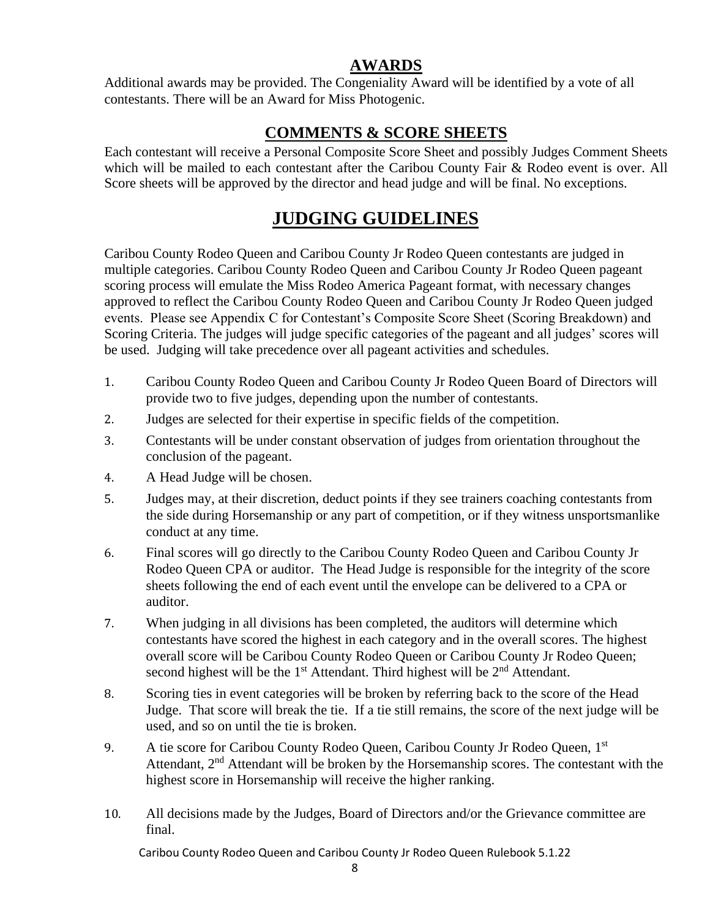## AWARDS

Additional awards may be provided. The Congeniality Award will be identified by a vote of all contestants. There will be an Award for Miss Photogenic.

## COMMENTS & SCORE SHEETS

Each contestant will receive a Personal Composite Score Sheet and possibly Judges Comment Sheets which will be mailed to each contestant after the Caribou County Fair & Rodeo event is over. All Score sheets will be approved by the director and head judge and will be final. No exceptions.

# JUDGING GUIDELINES

Caribou County Rodeo Queen and Caribou County Jr Rodeo Queen contestants are judged in multiple categories. Caribou County Rodeo Queen and Caribou County Jr Rodeo Queen pageant scoring process will emulate the Miss Rodeo America Pageant format, with necessary changes approved to reflect the Caribou County Rodeo Queen and Caribou County Jr Rodeo Queen judged events. Please see Appendix C for Contestant's Composite Score Sheet (Scoring Breakdown) and Scoring Criteria. The judges will judge specific categories of the pageant and all judges' scores will be used. Judging will take precedence over all pageant activities and schedules.

1. Caribou County Rodeo Queen and Caribou County Jr Rodeo Queen Board of Directors will provide two to five judges, depending upon the number of contestants.
2. Judges are selected for their expertise in specific fields of the competition.
3. Contestants will be under constant observation of judges from orientation throughout the conclusion of the pageant.
4. A Head Judge will be chosen.
5. Judges may, at their discretion, deduct points if they see trainers coaching contestants from the side during Horsemanship or any part of competition, or if they witness unsportsmanlike conduct at any time.
6. Final scores will go directly to the Caribou County Rodeo Queen and Caribou County Jr Rodeo Queen CPA or auditor. The Head Judge is responsible for the integrity of the score sheets following the end of each event until the envelope can be delivered to a CPA or auditor.
7. When judging in all divisions has been completed, the auditors will determine which contestants have scored the highest in each category and in the overall scores. The highest overall score will be Caribou County Rodeo Queen or Caribou County Jr Rodeo Queen; second highest will be the 1st Attendant. Third highest will be 2nd Attendant.
8. Scoring ties in event categories will be broken by referring back to the score of the Head Judge. That score will break the tie. If a tie still remains, the score of the next judge will be used, and so on until the tie is broken.
9. A tie score for Caribou County Rodeo Queen, Caribou County Jr Rodeo Queen, 1st Attendant, 2nd Attendant will be broken by the Horsemanship scores. The contestant with the highest score in Horsemanship will receive the higher ranking.
10. All decisions made by the Judges, Board of Directors and/or the Grievance committee are final.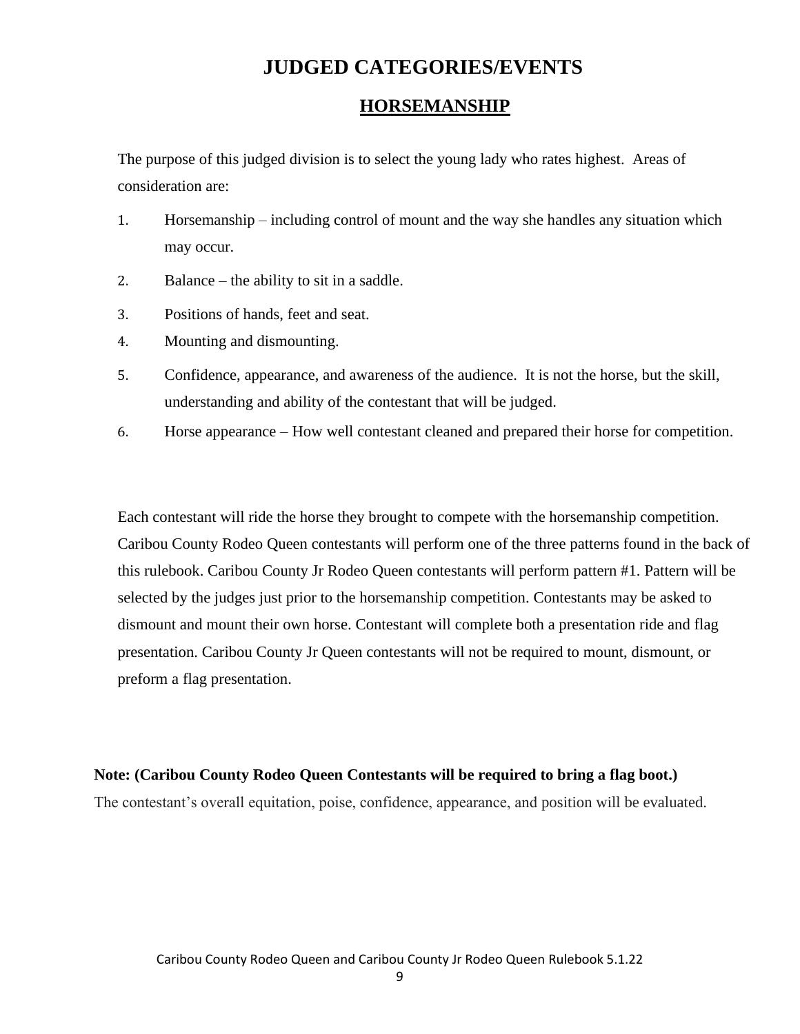# JUDGED CATEGORIES/EVENTS

## HORSEMANSHIP

The purpose of this judged division is to select the young lady who rates highest. Areas of consideration are:

1. Horsemanship – including control of mount and the way she handles any situation which may occur.
2. Balance – the ability to sit in a saddle.
3. Positions of hands, feet and seat.
4. Mounting and dismounting.
5. Confidence, appearance, and awareness of the audience. It is not the horse, but the skill, understanding and ability of the contestant that will be judged.
6. Horse appearance – How well contestant cleaned and prepared their horse for competition.

Each contestant will ride the horse they brought to compete with the horsemanship competition. Caribou County Rodeo Queen contestants will perform one of the three patterns found in the back of this rulebook. Caribou County Jr Rodeo Queen contestants will perform pattern #1. Pattern will be selected by the judges just prior to the horsemanship competition. Contestants may be asked to dismount and mount their own horse. Contestant will complete both a presentation ride and flag presentation. Caribou County Jr Queen contestants will not be required to mount, dismount, or preform a flag presentation.

**Note: (Caribou County Rodeo Queen Contestants will be required to bring a flag boot.)**

The contestant's overall equitation, poise, confidence, appearance, and position will be evaluated.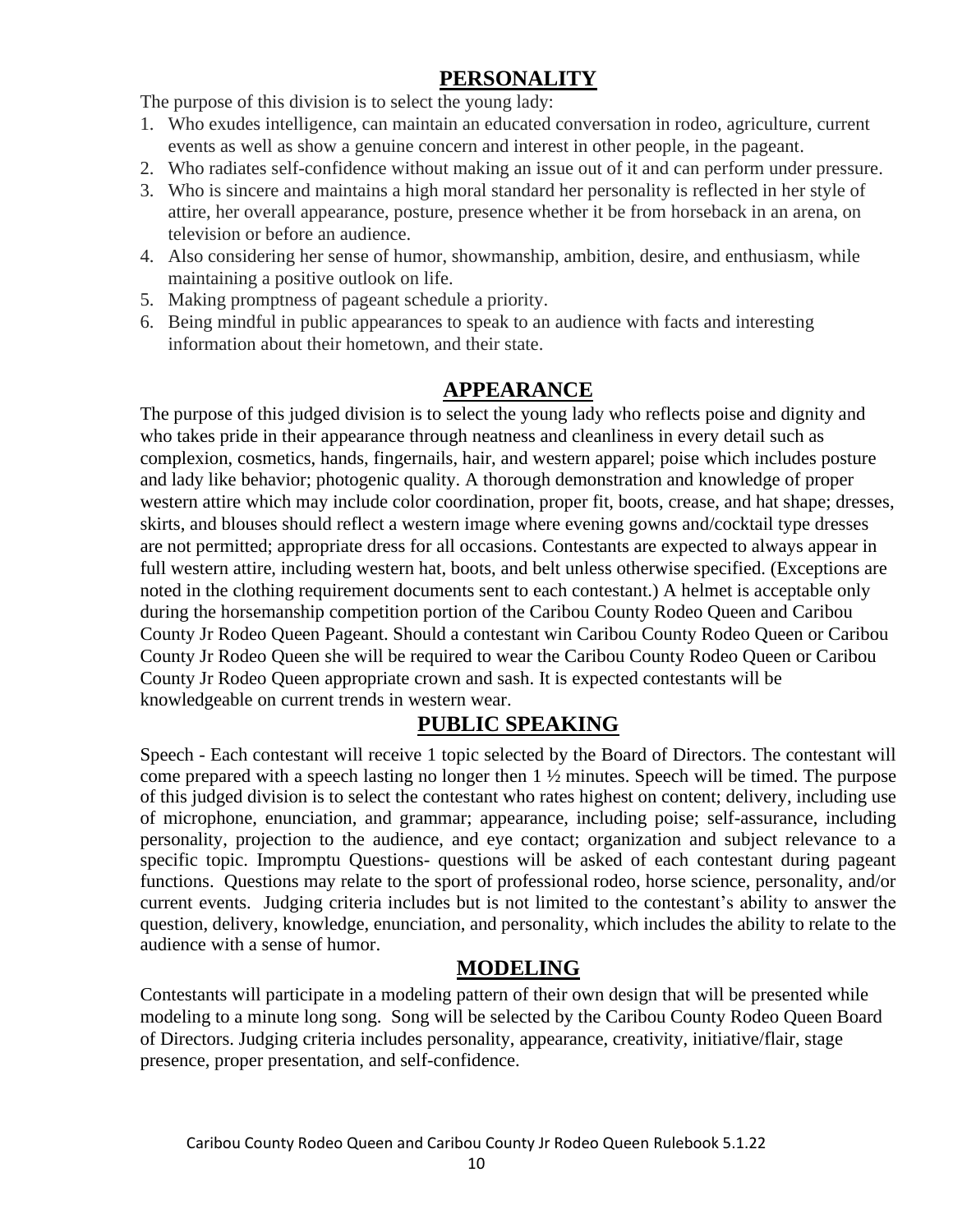## PERSONALITY

The purpose of this division is to select the young lady:

1. Who exudes intelligence, can maintain an educated conversation in rodeo, agriculture, current events as well as show a genuine concern and interest in other people, in the pageant.
2. Who radiates self-confidence without making an issue out of it and can perform under pressure.
3. Who is sincere and maintains a high moral standard her personality is reflected in her style of attire, her overall appearance, posture, presence whether it be from horseback in an arena, on television or before an audience.
4. Also considering her sense of humor, showmanship, ambition, desire, and enthusiasm, while maintaining a positive outlook on life.
5. Making promptness of pageant schedule a priority.
6. Being mindful in public appearances to speak to an audience with facts and interesting information about their hometown, and their state.

## APPEARANCE

The purpose of this judged division is to select the young lady who reflects poise and dignity and who takes pride in their appearance through neatness and cleanliness in every detail such as complexion, cosmetics, hands, fingernails, hair, and western apparel; poise which includes posture and lady like behavior; photogenic quality. A thorough demonstration and knowledge of proper western attire which may include color coordination, proper fit, boots, crease, and hat shape; dresses, skirts, and blouses should reflect a western image where evening gowns and/cocktail type dresses are not permitted; appropriate dress for all occasions. Contestants are expected to always appear in full western attire, including western hat, boots, and belt unless otherwise specified. (Exceptions are noted in the clothing requirement documents sent to each contestant.) A helmet is acceptable only during the horsemanship competition portion of the Caribou County Rodeo Queen and Caribou County Jr Rodeo Queen Pageant. Should a contestant win Caribou County Rodeo Queen or Caribou County Jr Rodeo Queen she will be required to wear the Caribou County Rodeo Queen or Caribou County Jr Rodeo Queen appropriate crown and sash. It is expected contestants will be knowledgeable on current trends in western wear.

## PUBLIC SPEAKING

Speech - Each contestant will receive 1 topic selected by the Board of Directors. The contestant will come prepared with a speech lasting no longer then 1 ½ minutes. Speech will be timed. The purpose of this judged division is to select the contestant who rates highest on content; delivery, including use of microphone, enunciation, and grammar; appearance, including poise; self-assurance, including personality, projection to the audience, and eye contact; organization and subject relevance to a specific topic. Impromptu Questions- questions will be asked of each contestant during pageant functions. Questions may relate to the sport of professional rodeo, horse science, personality, and/or current events. Judging criteria includes but is not limited to the contestant's ability to answer the question, delivery, knowledge, enunciation, and personality, which includes the ability to relate to the audience with a sense of humor.

## MODELING

Contestants will participate in a modeling pattern of their own design that will be presented while modeling to a minute long song. Song will be selected by the Caribou County Rodeo Queen Board of Directors. Judging criteria includes personality, appearance, creativity, initiative/flair, stage presence, proper presentation, and self-confidence.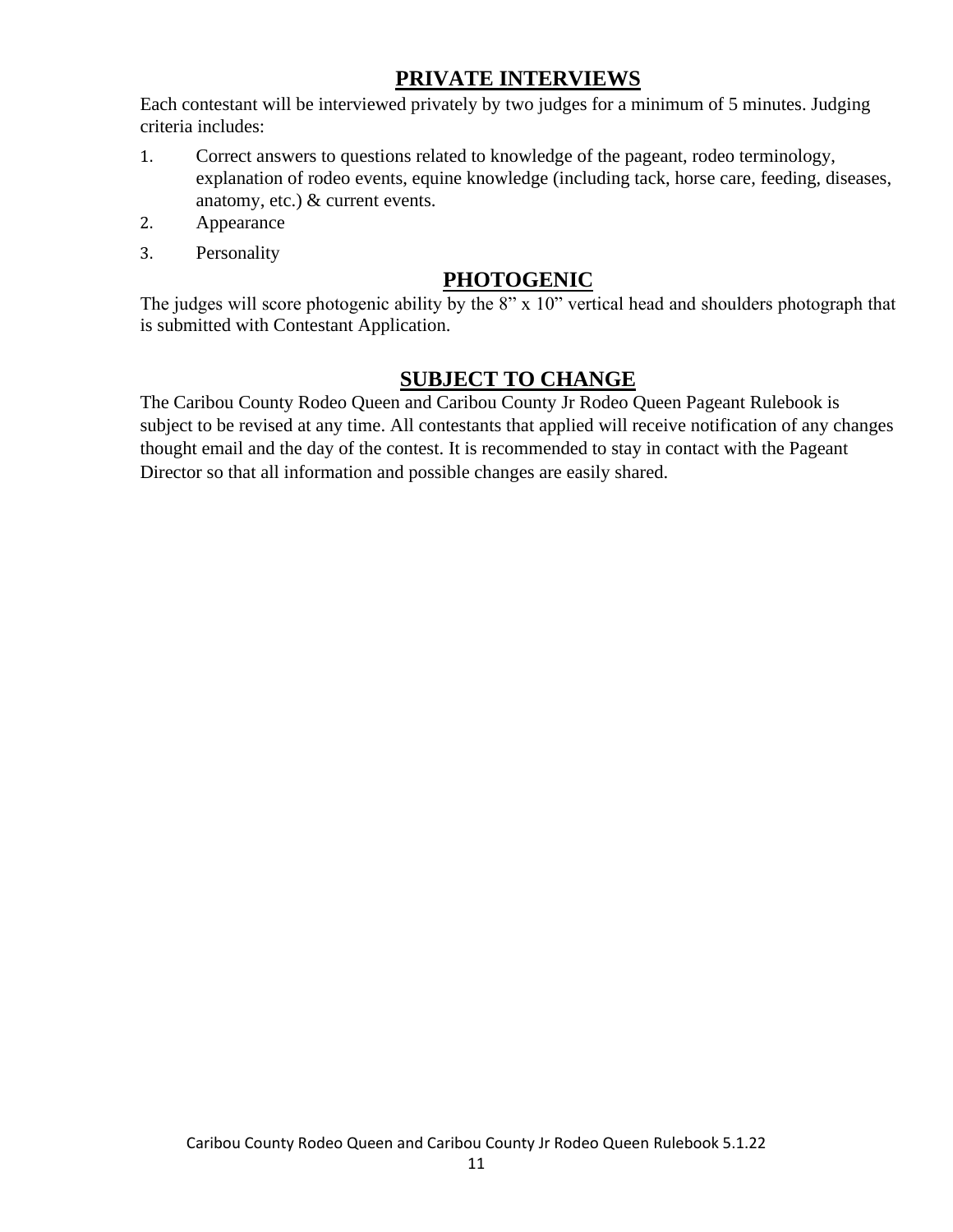## PRIVATE INTERVIEWS

Each contestant will be interviewed privately by two judges for a minimum of 5 minutes. Judging criteria includes:

1. Correct answers to questions related to knowledge of the pageant, rodeo terminology, explanation of rodeo events, equine knowledge (including tack, horse care, feeding, diseases, anatomy, etc.) & current events.
2. Appearance
3. Personality

## PHOTOGENIC

The judges will score photogenic ability by the 8" x 10" vertical head and shoulders photograph that is submitted with Contestant Application.

## SUBJECT TO CHANGE

The Caribou County Rodeo Queen and Caribou County Jr Rodeo Queen Pageant Rulebook is subject to be revised at any time. All contestants that applied will receive notification of any changes thought email and the day of the contest. It is recommended to stay in contact with the Pageant Director so that all information and possible changes are easily shared.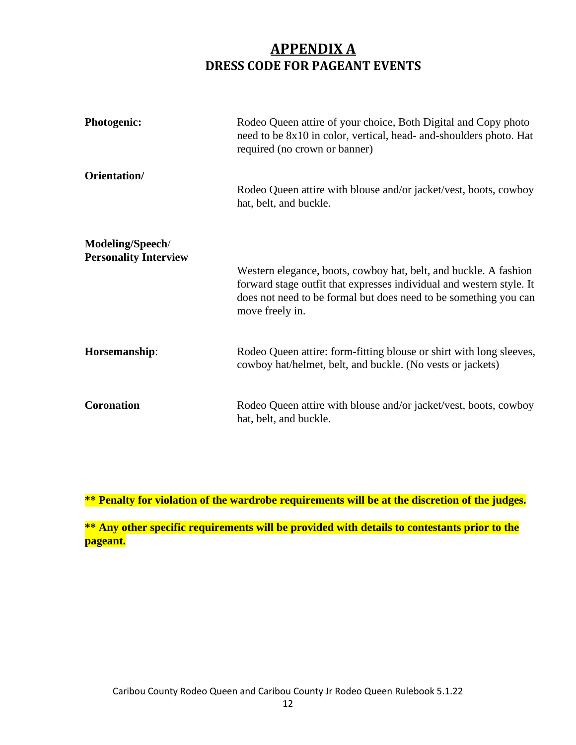# APPENDIX A

## DRESS CODE FOR PAGEANT EVENTS

**Photogenic:** Rodeo Queen attire of your choice, Both Digital and Copy photo need to be 8x10 in color, vertical, head- and-shoulders photo. Hat required (no crown or banner)

**Orientation/** Rodeo Queen attire with blouse and/or jacket/vest, boots, cowboy hat, belt, and buckle.

**Modeling/Speech/ Personality Interview** Western elegance, boots, cowboy hat, belt, and buckle. A fashion forward stage outfit that expresses individual and western style. It does not need to be formal but does need to be something you can move freely in.

**Horsemanship**: Rodeo Queen attire: form-fitting blouse or shirt with long sleeves, cowboy hat/helmet, belt, and buckle. (No vests or jackets)

**Coronation** Rodeo Queen attire with blouse and/or jacket/vest, boots, cowboy hat, belt, and buckle.

**\*\* Penalty for violation of the wardrobe requirements will be at the discretion of the judges.**

**\*\* Any other specific requirements will be provided with details to contestants prior to the pageant.**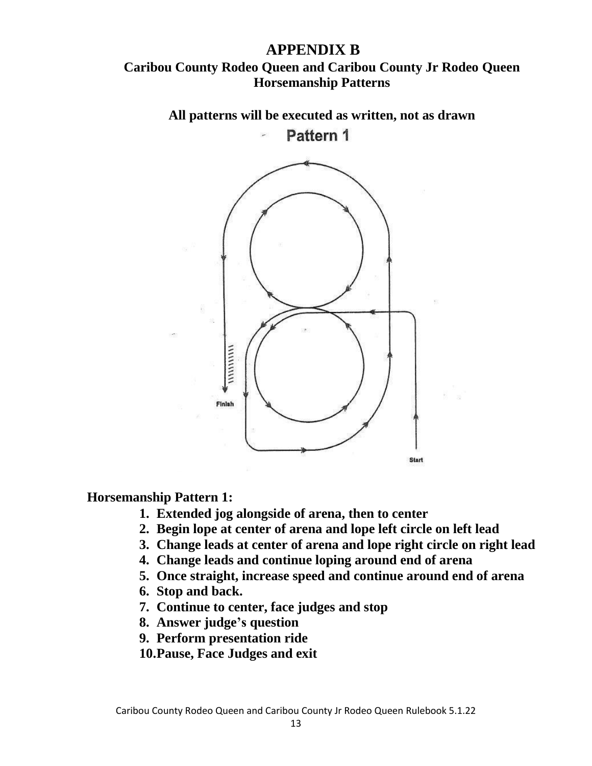# APPENDIX B

## Caribou County Rodeo Queen and Caribou County Jr Rodeo Queen Horsemanship Patterns

**All patterns will be executed as written, not as drawn**

**Pattern 1**

Finish

Start

**Horsemanship Pattern 1:**

1. **Extended jog alongside of arena, then to center**
2. **Begin lope at center of arena and lope left circle on left lead**
3. **Change leads at center of arena and lope right circle on right lead**
4. **Change leads and continue loping around end of arena**
5. **Once straight, increase speed and continue around end of arena**
6. **Stop and back.**
7. **Continue to center, face judges and stop**
8. **Answer judge's question**
9. **Perform presentation ride**
10. **Pause, Face Judges and exit**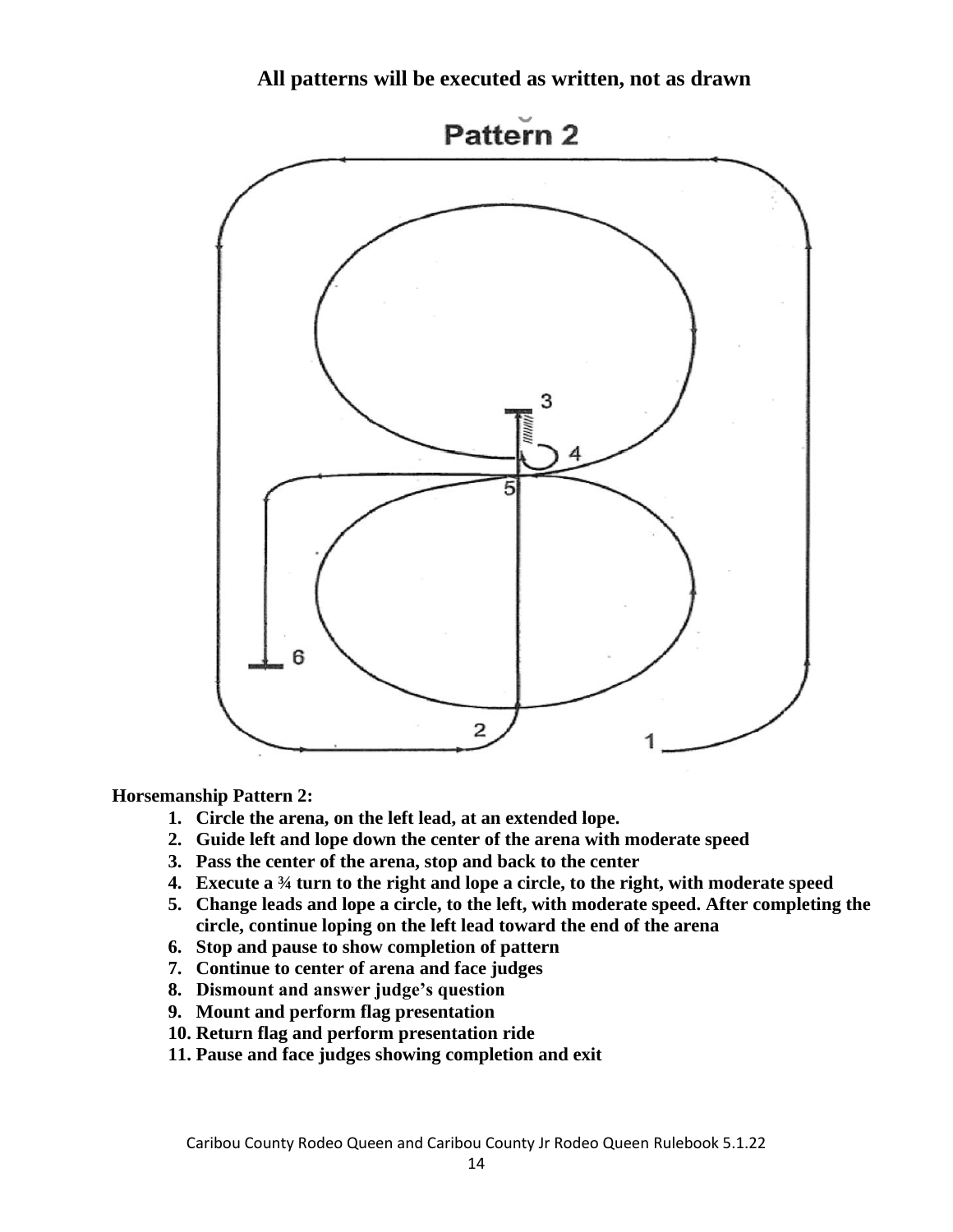**All patterns will be executed as written, not as drawn**

**Horsemanship Pattern 2:**

1. **Circle the arena, on the left lead, at an extended lope.**
2. **Guide left and lope down the center of the arena with moderate speed**
3. **Pass the center of the arena, stop and back to the center**
4. **Execute a ¾ turn to the right and lope a circle, to the right, with moderate speed**
5. **Change leads and lope a circle, to the left, with moderate speed. After completing the circle, continue loping on the left lead toward the end of the arena**
6. **Stop and pause to show completion of pattern**
7. **Continue to center of arena and face judges**
8. **Dismount and answer judge's question**
9. **Mount and perform flag presentation**
10. **Return flag and perform presentation ride**
11. **Pause and face judges showing completion and exit**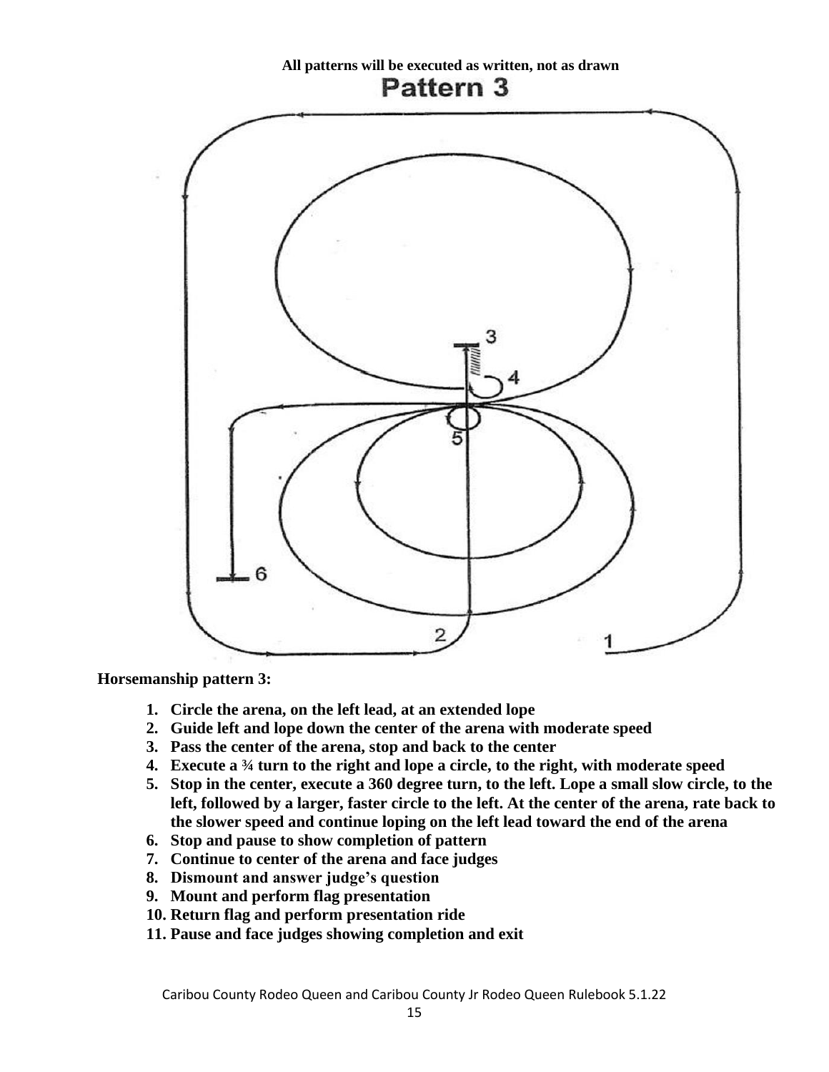**All patterns will be executed as written, not as drawn**

# Pattern 3

**Horsemanship pattern 3:**

1. **Circle the arena, on the left lead, at an extended lope**
2. **Guide left and lope down the center of the arena with moderate speed**
3. **Pass the center of the arena, stop and back to the center**
4. **Execute a ¾ turn to the right and lope a circle, to the right, with moderate speed**
5. **Stop in the center, execute a 360 degree turn, to the left. Lope a small slow circle, to the left, followed by a larger, faster circle to the left. At the center of the arena, rate back to the slower speed and continue loping on the left lead toward the end of the arena**
6. **Stop and pause to show completion of pattern**
7. **Continue to center of the arena and face judges**
8. **Dismount and answer judge's question**
9. **Mount and perform flag presentation**
10. **Return flag and perform presentation ride**
11. **Pause and face judges showing completion and exit**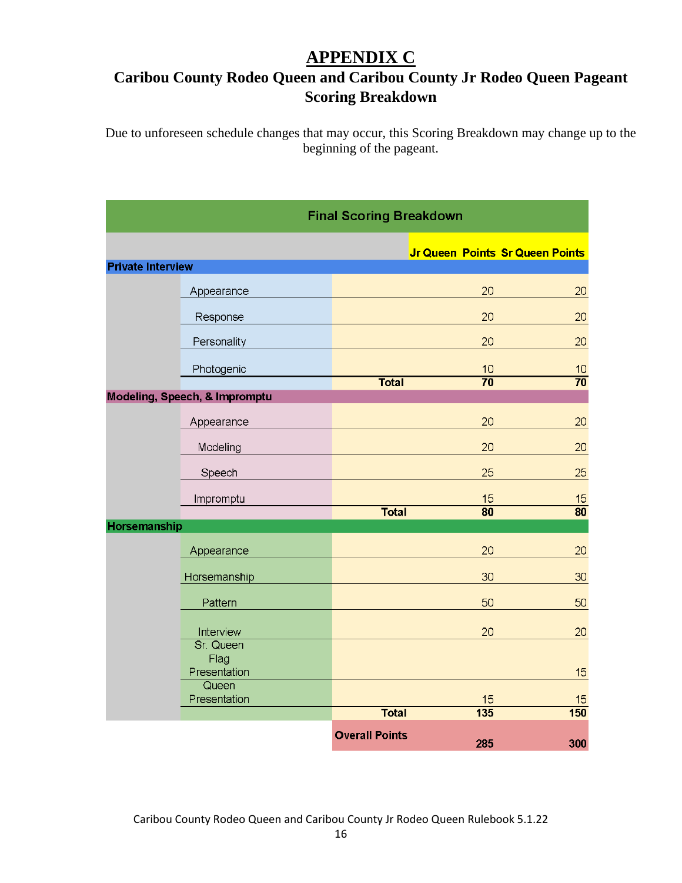# APPENDIX C

## Caribou County Rodeo Queen and Caribou County Jr Rodeo Queen Pageant Scoring Breakdown

Due to unforeseen schedule changes that may occur, this Scoring Breakdown may change up to the beginning of the pageant.

| Final Scoring Breakdown | | | | |
|---|---|---|---|---|
| | | | **Jr Queen Points** | **Sr Queen Points** |
| **Private Interview** | | | | |
| | Appearance | | 20 | 20 |
| | Response | | 20 | 20 |
| | Personality | | 20 | 20 |
| | Photogenic | | 10 | 10 |
| | | **Total** | **70** | **70** |
| **Modeling, Speech, & Impromptu** | | | | |
| | Appearance | | 20 | 20 |
| | Modeling | | 20 | 20 |
| | Speech | | 25 | 25 |
| | Impromptu | | 15 | 15 |
| | | **Total** | **80** | **80** |
| **Horsemanship** | | | | |
| | Appearance | | 20 | 20 |
| | Horsemanship | | 30 | 30 |
| | Pattern | | 50 | 50 |
| | Interview | | 20 | 20 |
| | Sr. Queen Flag Presentation | | | 15 |
| | Queen Presentation | | 15 | 15 |
| | | **Total** | **135** | **150** |
| | | **Overall Points** | **285** | **300** |